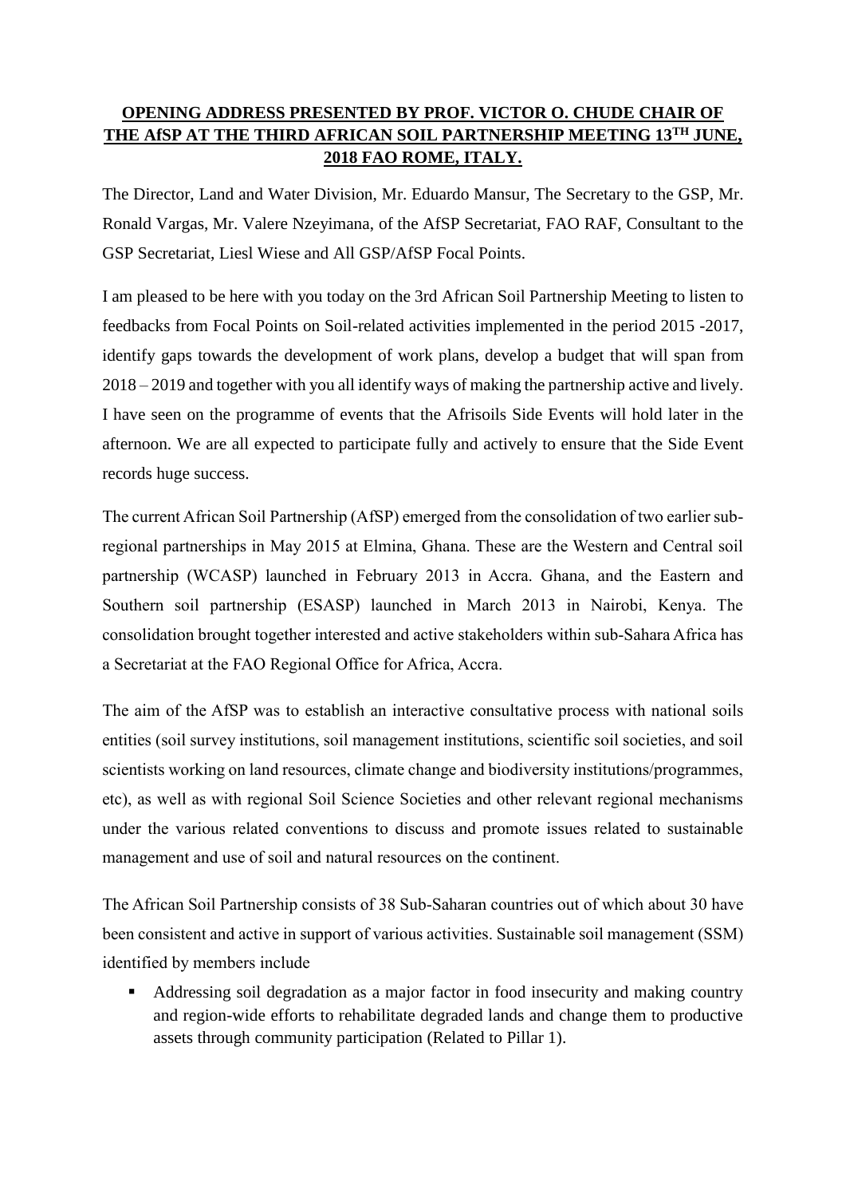**OPENING ADDRESS PRESENTED BY PROF. VICTOR O. CHUDE CHAIR OF THE AfSP AT THE THIRD AFRICAN SOIL PARTNERSHIP MEETING 13TH JUNE, 2018 FAO ROME, ITALY.**

The Director, Land and Water Division, Mr. Eduardo Mansur, The Secretary to the GSP, Mr. Ronald Vargas, Mr. Valere Nzeyimana, of the AfSP Secretariat, FAO RAF, Consultant to the GSP Secretariat, Liesl Wiese and All GSP/AfSP Focal Points.

I am pleased to be here with you today on the 3rd African Soil Partnership Meeting to listen to feedbacks from Focal Points on Soil-related activities implemented in the period 2015 -2017, identify gaps towards the development of work plans, develop a budget that will span from 2018 – 2019 and together with you all identify ways of making the partnership active and lively. I have seen on the programme of events that the Afrisoils Side Events will hold later in the afternoon. We are all expected to participate fully and actively to ensure that the Side Event records huge success.

The current African Soil Partnership (AfSP) emerged from the consolidation of two earlier sub-regional partnerships in May 2015 at Elmina, Ghana. These are the Western and Central soil partnership (WCASP) launched in February 2013 in Accra. Ghana, and the Eastern and Southern soil partnership (ESASP) launched in March 2013 in Nairobi, Kenya. The consolidation brought together interested and active stakeholders within sub-Sahara Africa has a Secretariat at the FAO Regional Office for Africa, Accra.

The aim of the AfSP was to establish an interactive consultative process with national soils entities (soil survey institutions, soil management institutions, scientific soil societies, and soil scientists working on land resources, climate change and biodiversity institutions/programmes, etc), as well as with regional Soil Science Societies and other relevant regional mechanisms under the various related conventions to discuss and promote issues related to sustainable management and use of soil and natural resources on the continent.

The African Soil Partnership consists of 38 Sub-Saharan countries out of which about 30 have been consistent and active in support of various activities. Sustainable soil management (SSM) identified by members include

- Addressing soil degradation as a major factor in food insecurity and making country and region-wide efforts to rehabilitate degraded lands and change them to productive assets through community participation (Related to Pillar 1).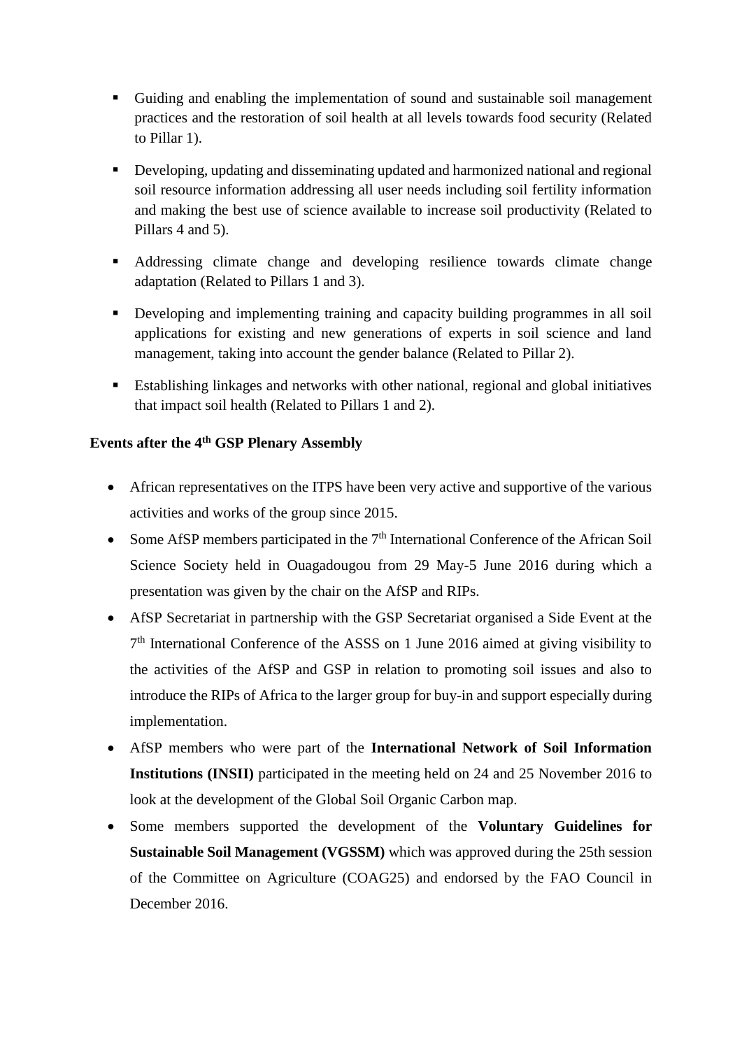- Guiding and enabling the implementation of sound and sustainable soil management practices and the restoration of soil health at all levels towards food security (Related to Pillar 1).
- Developing, updating and disseminating updated and harmonized national and regional soil resource information addressing all user needs including soil fertility information and making the best use of science available to increase soil productivity (Related to Pillars 4 and 5).
- Addressing climate change and developing resilience towards climate change adaptation (Related to Pillars 1 and 3).
- Developing and implementing training and capacity building programmes in all soil applications for existing and new generations of experts in soil science and land management, taking into account the gender balance (Related to Pillar 2).
- Establishing linkages and networks with other national, regional and global initiatives that impact soil health (Related to Pillars 1 and 2).

**Events after the 4th GSP Plenary Assembly**

- African representatives on the ITPS have been very active and supportive of the various activities and works of the group since 2015.
- Some AfSP members participated in the 7th International Conference of the African Soil Science Society held in Ouagadougou from 29 May-5 June 2016 during which a presentation was given by the chair on the AfSP and RIPs.
- AfSP Secretariat in partnership with the GSP Secretariat organised a Side Event at the 7th International Conference of the ASSS on 1 June 2016 aimed at giving visibility to the activities of the AfSP and GSP in relation to promoting soil issues and also to introduce the RIPs of Africa to the larger group for buy-in and support especially during implementation.
- AfSP members who were part of the **International Network of Soil Information Institutions (INSII)** participated in the meeting held on 24 and 25 November 2016 to look at the development of the Global Soil Organic Carbon map.
- Some members supported the development of the **Voluntary Guidelines for Sustainable Soil Management (VGSSM)** which was approved during the 25th session of the Committee on Agriculture (COAG25) and endorsed by the FAO Council in December 2016.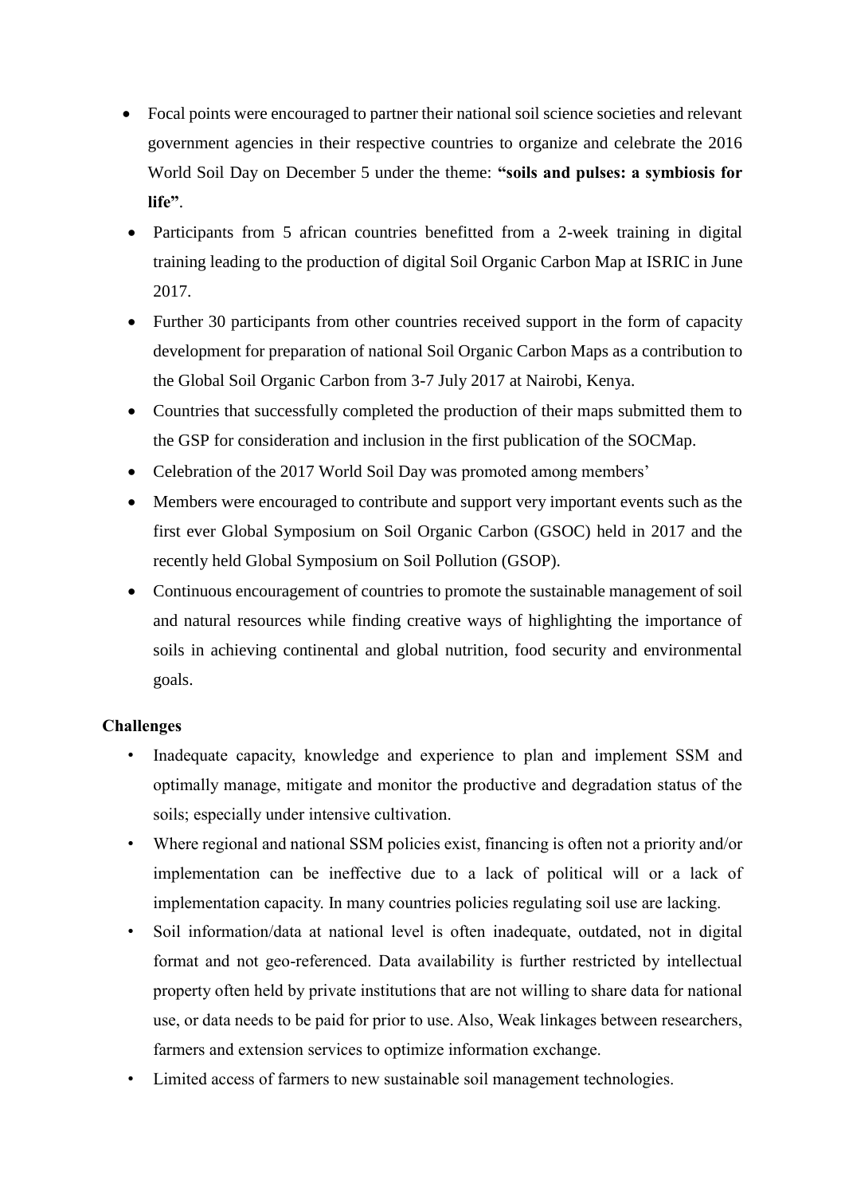- Focal points were encouraged to partner their national soil science societies and relevant government agencies in their respective countries to organize and celebrate the 2016 World Soil Day on December 5 under the theme: **"soils and pulses: a symbiosis for life"**.
- Participants from 5 african countries benefitted from a 2-week training in digital training leading to the production of digital Soil Organic Carbon Map at ISRIC in June 2017.
- Further 30 participants from other countries received support in the form of capacity development for preparation of national Soil Organic Carbon Maps as a contribution to the Global Soil Organic Carbon from 3-7 July 2017 at Nairobi, Kenya.
- Countries that successfully completed the production of their maps submitted them to the GSP for consideration and inclusion in the first publication of the SOCMap.
- Celebration of the 2017 World Soil Day was promoted among members'
- Members were encouraged to contribute and support very important events such as the first ever Global Symposium on Soil Organic Carbon (GSOC) held in 2017 and the recently held Global Symposium on Soil Pollution (GSOP).
- Continuous encouragement of countries to promote the sustainable management of soil and natural resources while finding creative ways of highlighting the importance of soils in achieving continental and global nutrition, food security and environmental goals.

**Challenges**

- Inadequate capacity, knowledge and experience to plan and implement SSM and optimally manage, mitigate and monitor the productive and degradation status of the soils; especially under intensive cultivation.
- Where regional and national SSM policies exist, financing is often not a priority and/or implementation can be ineffective due to a lack of political will or a lack of implementation capacity. In many countries policies regulating soil use are lacking.
- Soil information/data at national level is often inadequate, outdated, not in digital format and not geo-referenced. Data availability is further restricted by intellectual property often held by private institutions that are not willing to share data for national use, or data needs to be paid for prior to use. Also, Weak linkages between researchers, farmers and extension services to optimize information exchange.
- Limited access of farmers to new sustainable soil management technologies.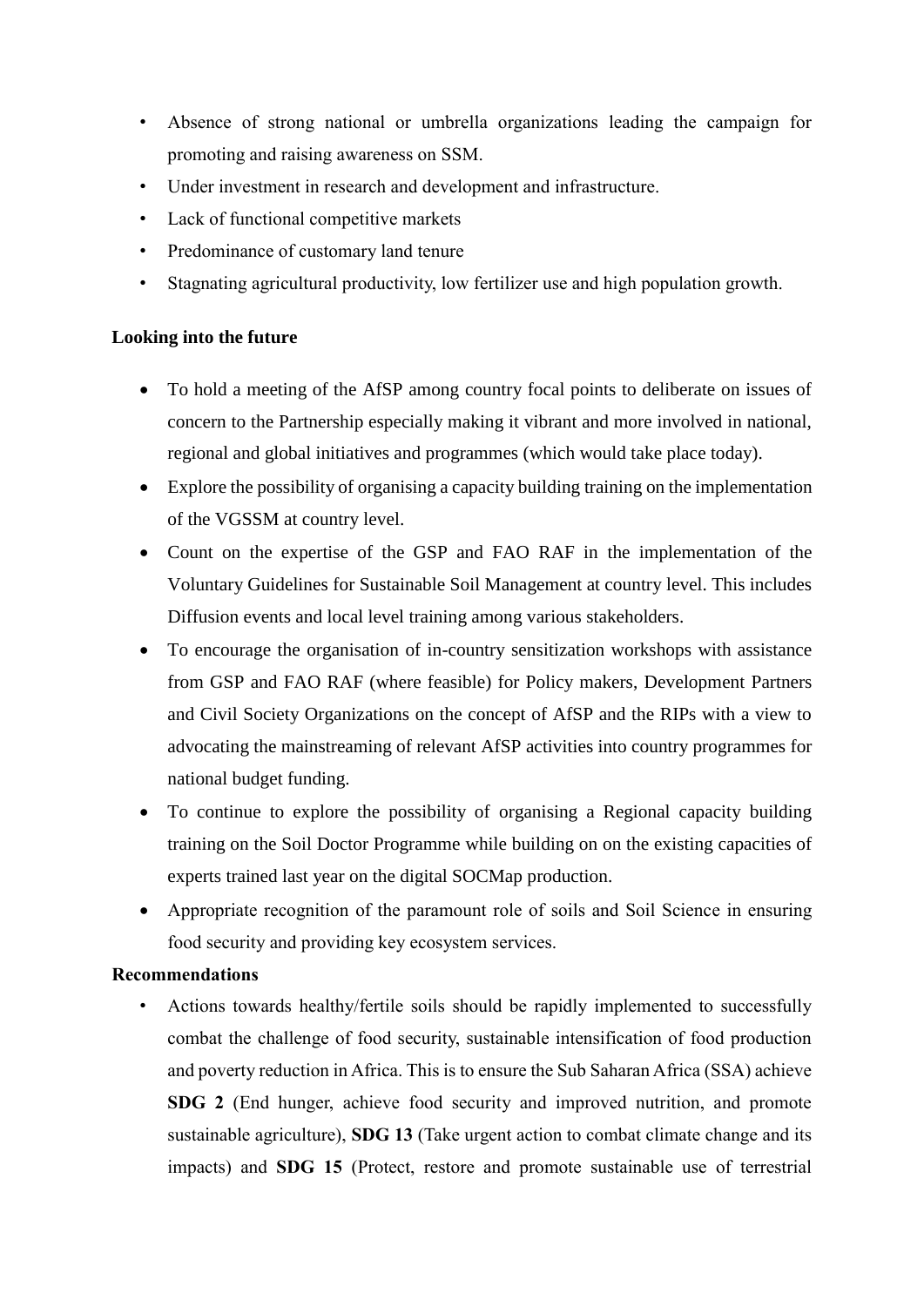- Absence of strong national or umbrella organizations leading the campaign for promoting and raising awareness on SSM.
- Under investment in research and development and infrastructure.
- Lack of functional competitive markets
- Predominance of customary land tenure
- Stagnating agricultural productivity, low fertilizer use and high population growth.

**Looking into the future**

- To hold a meeting of the AfSP among country focal points to deliberate on issues of concern to the Partnership especially making it vibrant and more involved in national, regional and global initiatives and programmes (which would take place today).
- Explore the possibility of organising a capacity building training on the implementation of the VGSSM at country level.
- Count on the expertise of the GSP and FAO RAF in the implementation of the Voluntary Guidelines for Sustainable Soil Management at country level. This includes Diffusion events and local level training among various stakeholders.
- To encourage the organisation of in-country sensitization workshops with assistance from GSP and FAO RAF (where feasible) for Policy makers, Development Partners and Civil Society Organizations on the concept of AfSP and the RIPs with a view to advocating the mainstreaming of relevant AfSP activities into country programmes for national budget funding.
- To continue to explore the possibility of organising a Regional capacity building training on the Soil Doctor Programme while building on on the existing capacities of experts trained last year on the digital SOCMap production.
- Appropriate recognition of the paramount role of soils and Soil Science in ensuring food security and providing key ecosystem services.

**Recommendations**

- Actions towards healthy/fertile soils should be rapidly implemented to successfully combat the challenge of food security, sustainable intensification of food production and poverty reduction in Africa. This is to ensure the Sub Saharan Africa (SSA) achieve **SDG 2** (End hunger, achieve food security and improved nutrition, and promote sustainable agriculture), **SDG 13** (Take urgent action to combat climate change and its impacts) and **SDG 15** (Protect, restore and promote sustainable use of terrestrial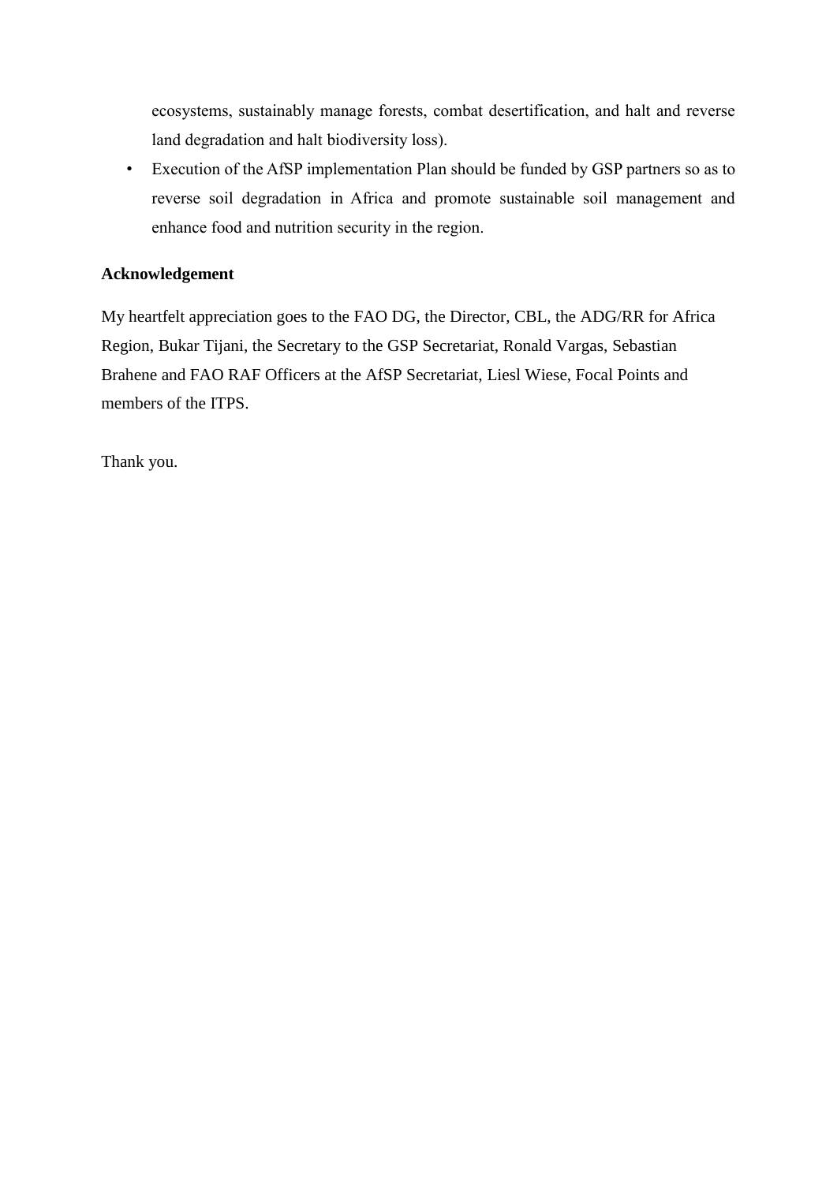ecosystems, sustainably manage forests, combat desertification, and halt and reverse land degradation and halt biodiversity loss).

- Execution of the AfSP implementation Plan should be funded by GSP partners so as to reverse soil degradation in Africa and promote sustainable soil management and enhance food and nutrition security in the region.

**Acknowledgement**

My heartfelt appreciation goes to the FAO DG, the Director, CBL, the ADG/RR for Africa Region, Bukar Tijani, the Secretary to the GSP Secretariat, Ronald Vargas, Sebastian Brahene and FAO RAF Officers at the AfSP Secretariat, Liesl Wiese, Focal Points and members of the ITPS.

Thank you.